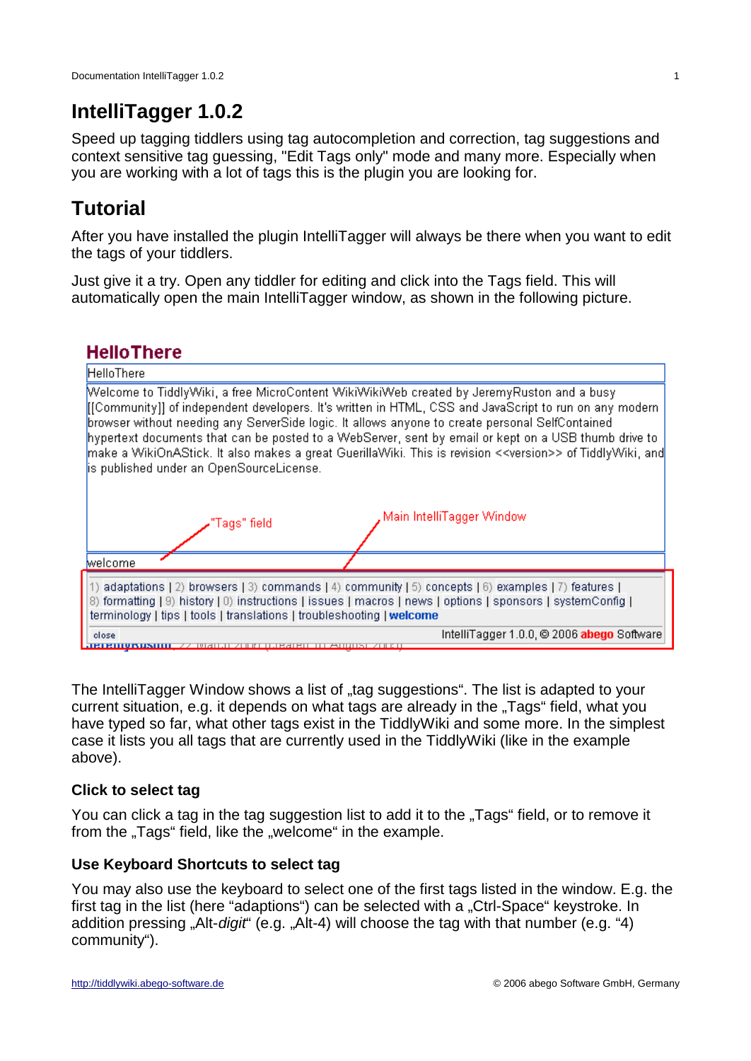# IntelliTagger 1.0.2

Speed up tagging tiddlers using tag autocompletion and correction, tag suggestions and context sensitive tag guessing, "Edit Tags only" mode and many more. Especially when you are working with a lot of tags this is the plugin you are looking for.

## Tutorial

After you have installed the plugin IntelliTagger will always be there when you want to edit the tags of your tiddlers.

Just give it a try. Open any tiddler for editing and click into the Tags field. This will automatically open the main IntelliTagger window, as shown in the following picture.

The IntelliTagger Window shows a list of „tag suggestions“. The list is adapted to your current situation, e.g. it depends on what tags are already in the „Tags“ field, what you have typed so far, what other tags exist in the TiddlyWiki and some more. In the simplest case it lists you all tags that are currently used in the TiddlyWiki (like in the example above).

### Click to select tag

You can click a tag in the tag suggestion list to add it to the „Tags“ field, or to remove it from the „Tags“ field, like the „welcome“ in the example.

### Use Keyboard Shortcuts to select tag

You may also use the keyboard to select one of the first tags listed in the window. E.g. the first tag in the list (here “adaptions“) can be selected with a „Ctrl-Space“ keystroke. In addition pressing „Alt-*digit*“ (e.g. „Alt-4) will choose the tag with that number (e.g. “4) community“).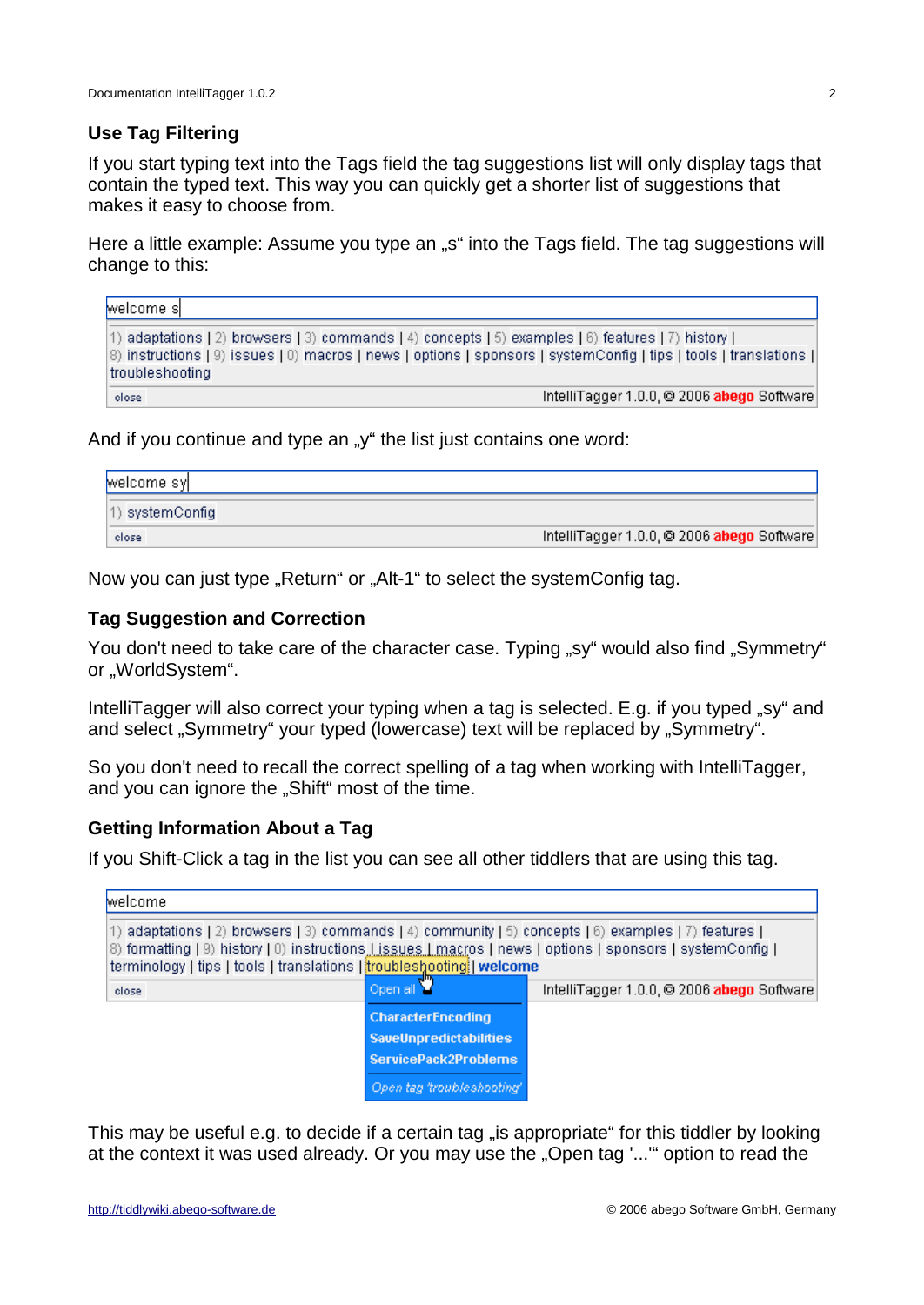### Use Tag Filtering

If you start typing text into the Tags field the tag suggestions list will only display tags that contain the typed text. This way you can quickly get a shorter list of suggestions that makes it easy to choose from.

Here a little example: Assume you type an „s“ into the Tags field. The tag suggestions will change to this:

welcome s

1) adaptations | 2) browsers | 3) commands | 4) concepts | 5) examples | 6) features | 7) history | 8) instructions | 9) issues | 0) macros | news | options | sponsors | systemConfig | tips | tools | translations | troubleshooting

close — IntelliTagger 1.0.0, © 2006 abego Software

And if you continue and type an „y“ the list just contains one word:

welcome sy

1) systemConfig

close — IntelliTagger 1.0.0, © 2006 abego Software

Now you can just type „Return“ or „Alt-1“ to select the systemConfig tag.

### Tag Suggestion and Correction

You don't need to take care of the character case. Typing „sy“ would also find „Symmetry“ or „WorldSystem“.

IntelliTagger will also correct your typing when a tag is selected. E.g. if you typed „sy“ and and select „Symmetry“ your typed (lowercase) text will be replaced by „Symmetry“.

So you don't need to recall the correct spelling of a tag when working with IntelliTagger, and you can ignore the „Shift“ most of the time.

### Getting Information About a Tag

If you Shift-Click a tag in the list you can see all other tiddlers that are using this tag.

welcome

1) adaptations | 2) browsers | 3) commands | 4) community | 5) concepts | 6) examples | 7) features | 8) formatting | 9) history | 0) instructions | issues | macros | news | options | sponsors | systemConfig | terminology | tips | tools | translations | troubleshooting | **welcome**

close — IntelliTagger 1.0.0, © 2006 abego Software

Open all
CharacterEncoding
SaveUnpredictabilities
ServicePack2Problems
*Open tag 'troubleshooting'*

This may be useful e.g. to decide if a certain tag „is appropriate“ for this tiddler by looking at the context it was used already. Or you may use the „Open tag '...'“ option to read the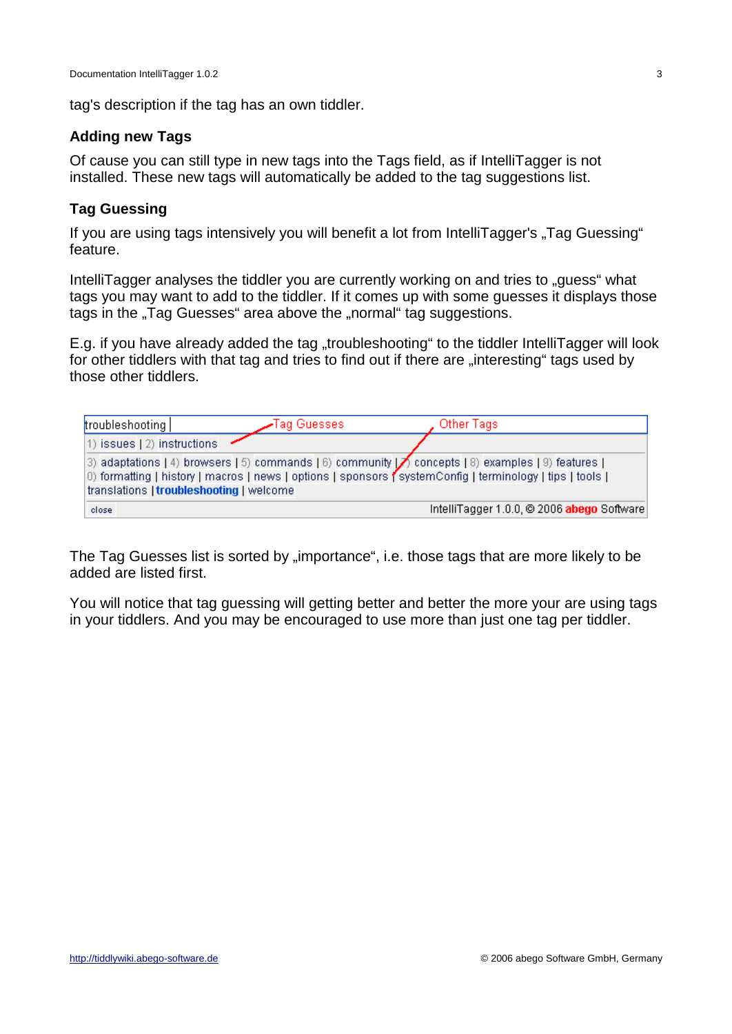tag's description if the tag has an own tiddler.

### Adding new Tags

Of cause you can still type in new tags into the Tags field, as if IntelliTagger is not installed. These new tags will automatically be added to the tag suggestions list.

### Tag Guessing

If you are using tags intensively you will benefit a lot from IntelliTagger's „Tag Guessing“ feature.

IntelliTagger analyses the tiddler you are currently working on and tries to „guess“ what tags you may want to add to the tiddler. If it comes up with some guesses it displays those tags in the „Tag Guesses“ area above the „normal“ tag suggestions.

E.g. if you have already added the tag „troubleshooting“ to the tiddler IntelliTagger will look for other tiddlers with that tag and tries to find out if there are „interesting“ tags used by those other tiddlers.

troubleshooting | Tag Guesses | Other Tags

1) issues | 2) instructions

3) adaptations | 4) browsers | 5) commands | 6) community | 7) concepts | 8) examples | 9) features | 0) formatting | history | macros | news | options | sponsors | systemConfig | terminology | tips | tools | translations | **troubleshooting** | welcome

close IntelliTagger 1.0.0, © 2006 abego Software

The Tag Guesses list is sorted by „importance“, i.e. those tags that are more likely to be added are listed first.

You will notice that tag guessing will getting better and better the more your are using tags in your tiddlers. And you may be encouraged to use more than just one tag per tiddler.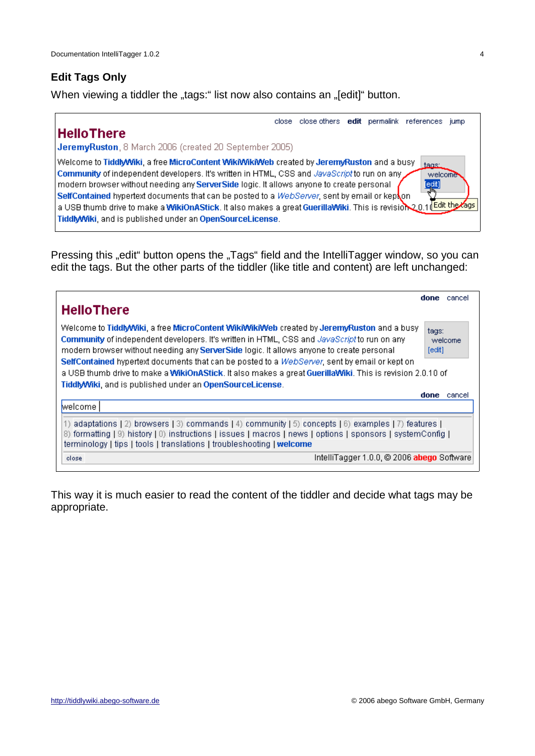## Edit Tags Only

When viewing a tiddler the „tags:“ list now also contains an „[edit]“ button.

Pressing this „edit“ button opens the „Tags“ field and the IntelliTagger window, so you can edit the tags. But the other parts of the tiddler (like title and content) are left unchanged:

This way it is much easier to read the content of the tiddler and decide what tags may be appropriate.